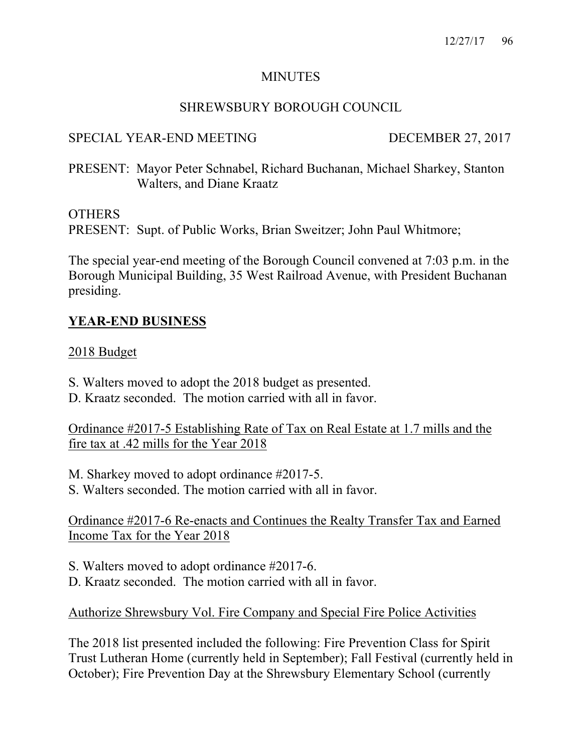# MINUTES

## SHREWSBURY BOROUGH COUNCIL

SPECIAL YEAR-END MEETING DECEMBER 27, 2017

PRESENT: Mayor Peter Schnabel, Richard Buchanan, Michael Sharkey, Stanton Walters, and Diane Kraatz

OTHERS
PRESENT: Supt. of Public Works, Brian Sweitzer; John Paul Whitmore;

The special year-end meeting of the Borough Council convened at 7:03 p.m. in the Borough Municipal Building, 35 West Railroad Avenue, with President Buchanan presiding.

## **YEAR-END BUSINESS**

2018 Budget

S. Walters moved to adopt the 2018 budget as presented.
D. Kraatz seconded. The motion carried with all in favor.

Ordinance #2017-5 Establishing Rate of Tax on Real Estate at 1.7 mills and the fire tax at .42 mills for the Year 2018

M. Sharkey moved to adopt ordinance #2017-5.
S. Walters seconded. The motion carried with all in favor.

Ordinance #2017-6 Re-enacts and Continues the Realty Transfer Tax and Earned Income Tax for the Year 2018

S. Walters moved to adopt ordinance #2017-6.
D. Kraatz seconded. The motion carried with all in favor.

Authorize Shrewsbury Vol. Fire Company and Special Fire Police Activities

The 2018 list presented included the following: Fire Prevention Class for Spirit Trust Lutheran Home (currently held in September); Fall Festival (currently held in October); Fire Prevention Day at the Shrewsbury Elementary School (currently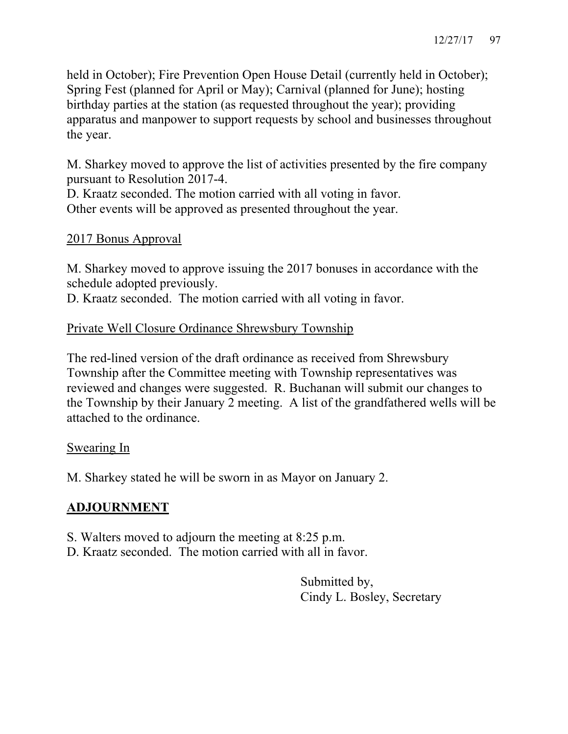held in October); Fire Prevention Open House Detail (currently held in October); Spring Fest (planned for April or May); Carnival (planned for June); hosting birthday parties at the station (as requested throughout the year); providing apparatus and manpower to support requests by school and businesses throughout the year.

M. Sharkey moved to approve the list of activities presented by the fire company pursuant to Resolution 2017-4.
D. Kraatz seconded. The motion carried with all voting in favor.
Other events will be approved as presented throughout the year.

2017 Bonus Approval

M. Sharkey moved to approve issuing the 2017 bonuses in accordance with the schedule adopted previously.
D. Kraatz seconded. The motion carried with all voting in favor.

Private Well Closure Ordinance Shrewsbury Township

The red-lined version of the draft ordinance as received from Shrewsbury Township after the Committee meeting with Township representatives was reviewed and changes were suggested. R. Buchanan will submit our changes to the Township by their January 2 meeting. A list of the grandfathered wells will be attached to the ordinance.

Swearing In

M. Sharkey stated he will be sworn in as Mayor on January 2.

## ADJOURNMENT

S. Walters moved to adjourn the meeting at 8:25 p.m.
D. Kraatz seconded. The motion carried with all in favor.

Submitted by,
Cindy L. Bosley, Secretary